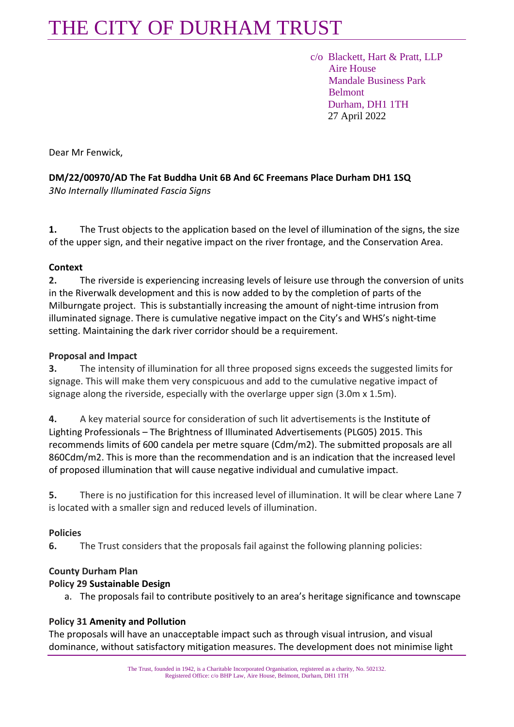# THE CITY OF DURHAM TRUST

c/o Blackett, Hart & Pratt, LLP
Aire House
Mandale Business Park
Belmont
Durham, DH1 1TH
27 April 2022

Dear Mr Fenwick,

**DM/22/00970/AD The Fat Buddha Unit 6B And 6C Freemans Place Durham DH1 1SQ**
*3No Internally Illuminated Fascia Signs*

**1.** The Trust objects to the application based on the level of illumination of the signs, the size of the upper sign, and their negative impact on the river frontage, and the Conservation Area.

**Context**

**2.** The riverside is experiencing increasing levels of leisure use through the conversion of units in the Riverwalk development and this is now added to by the completion of parts of the Milburngate project. This is substantially increasing the amount of night-time intrusion from illuminated signage. There is cumulative negative impact on the City's and WHS's night-time setting. Maintaining the dark river corridor should be a requirement.

**Proposal and Impact**

**3.** The intensity of illumination for all three proposed signs exceeds the suggested limits for signage. This will make them very conspicuous and add to the cumulative negative impact of signage along the riverside, especially with the overlarge upper sign (3.0m x 1.5m).

**4.** A key material source for consideration of such lit advertisements is the Institute of Lighting Professionals – The Brightness of Illuminated Advertisements (PLG05) 2015. This recommends limits of 600 candela per metre square (Cdm/m2). The submitted proposals are all 860Cdm/m2. This is more than the recommendation and is an indication that the increased level of proposed illumination that will cause negative individual and cumulative impact.

**5.** There is no justification for this increased level of illumination. It will be clear where Lane 7 is located with a smaller sign and reduced levels of illumination.

**Policies**

**6.** The Trust considers that the proposals fail against the following planning policies:

**County Durham Plan**

**Policy 29 Sustainable Design**

a. The proposals fail to contribute positively to an area's heritage significance and townscape

**Policy 31 Amenity and Pollution**

The proposals will have an unacceptable impact such as through visual intrusion, and visual dominance, without satisfactory mitigation measures. The development does not minimise light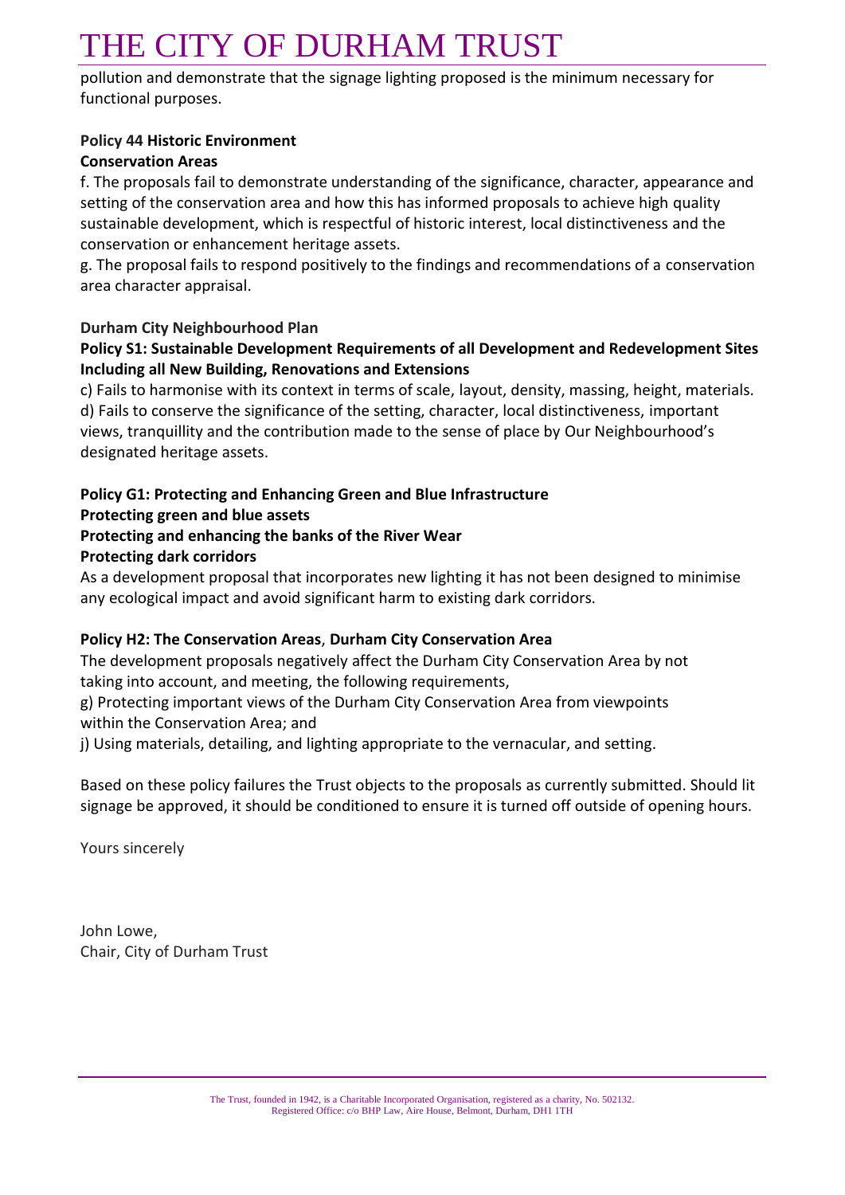pollution and demonstrate that the signage lighting proposed is the minimum necessary for functional purposes.

**Policy 44 Historic Environment**
**Conservation Areas**

f. The proposals fail to demonstrate understanding of the significance, character, appearance and setting of the conservation area and how this has informed proposals to achieve high quality sustainable development, which is respectful of historic interest, local distinctiveness and the conservation or enhancement heritage assets.

g. The proposal fails to respond positively to the findings and recommendations of a conservation area character appraisal.

**Durham City Neighbourhood Plan**

**Policy S1: Sustainable Development Requirements of all Development and Redevelopment Sites Including all New Building, Renovations and Extensions**

c) Fails to harmonise with its context in terms of scale, layout, density, massing, height, materials.

d) Fails to conserve the significance of the setting, character, local distinctiveness, important views, tranquillity and the contribution made to the sense of place by Our Neighbourhood's designated heritage assets.

**Policy G1: Protecting and Enhancing Green and Blue Infrastructure**
**Protecting green and blue assets**
**Protecting and enhancing the banks of the River Wear**
**Protecting dark corridors**

As a development proposal that incorporates new lighting it has not been designed to minimise any ecological impact and avoid significant harm to existing dark corridors.

**Policy H2: The Conservation Areas**, **Durham City Conservation Area**

The development proposals negatively affect the Durham City Conservation Area by not taking into account, and meeting, the following requirements,

g) Protecting important views of the Durham City Conservation Area from viewpoints within the Conservation Area; and

j) Using materials, detailing, and lighting appropriate to the vernacular, and setting.

Based on these policy failures the Trust objects to the proposals as currently submitted. Should lit signage be approved, it should be conditioned to ensure it is turned off outside of opening hours.

Yours sincerely

John Lowe,
Chair, City of Durham Trust